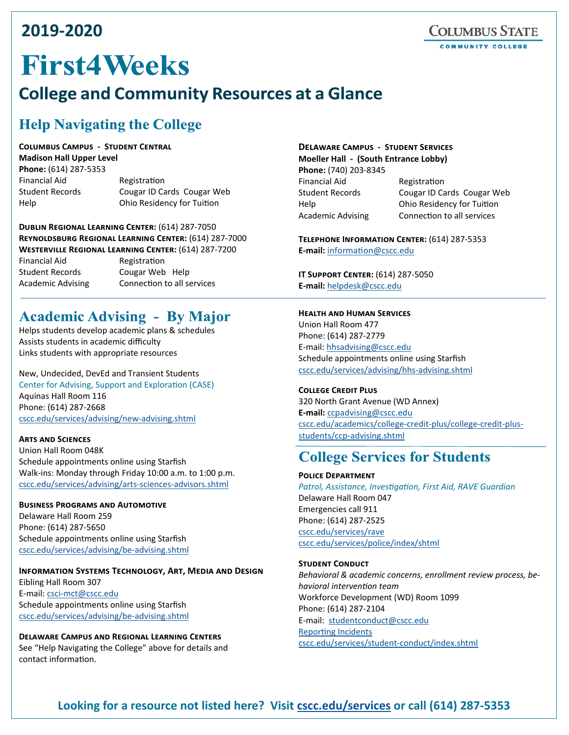# 2019-2020

# First4Weeks

## College and Community Resources at a Glance

Columbus State Community College

## Help Navigating the College

**Columbus Campus - Student Central**
**Madison Hall Upper Level**
**Phone:** (614) 287-5353

| | |
|---|---|
| Financial Aid | Registration |
| Student Records | Cougar ID Cards Cougar Web |
| Help | Ohio Residency for Tuition |

**Dublin Regional Learning Center:** (614) 287-7050
**Reynoldsburg Regional Learning Center:** (614) 287-7000
**Westerville Regional Learning Center:** (614) 287-7200

| | |
|---|---|
| Financial Aid | Registration |
| Student Records | Cougar Web Help |
| Academic Advising | Connection to all services |

**Delaware Campus - Student Services**
**Moeller Hall - (South Entrance Lobby)**
**Phone:** (740) 203-8345

| | |
|---|---|
| Financial Aid | Registration |
| Student Records | Cougar ID Cards Cougar Web |
| Help | Ohio Residency for Tuition |
| Academic Advising | Connection to all services |

**Telephone Information Center:** (614) 287-5353
**E-mail:** information@cscc.edu

**IT Support Center:** (614) 287-5050
**E-mail:** helpdesk@cscc.edu

## Academic Advising - By Major

Helps students develop academic plans & schedules
Assists students in academic difficulty
Links students with appropriate resources

New, Undecided, DevEd and Transient Students
Center for Advising, Support and Exploration (CASE)
Aquinas Hall Room 116
Phone: (614) 287-2668
cscc.edu/services/advising/new-advising.shtml

**Arts and Sciences**
Union Hall Room 048K
Schedule appointments online using Starfish
Walk-ins: Monday through Friday 10:00 a.m. to 1:00 p.m.
cscc.edu/services/advising/arts-sciences-advisors.shtml

**Business Programs and Automotive**
Delaware Hall Room 259
Phone: (614) 287-5650
Schedule appointments online using Starfish
cscc.edu/services/advising/be-advising.shtml

**Information Systems Technology, Art, Media and Design**
Eibling Hall Room 307
E-mail: csci-mct@cscc.edu
Schedule appointments online using Starfish
cscc.edu/services/advising/be-advising.shtml

**Delaware Campus and Regional Learning Centers**
See "Help Navigating the College" above for details and contact information.

**Health and Human Services**
Union Hall Room 477
Phone: (614) 287-2779
E-mail: hhsadvising@cscc.edu
Schedule appointments online using Starfish
cscc.edu/services/advising/hhs-advising.shtml

**College Credit Plus**
320 North Grant Avenue (WD Annex)
**E-mail:** ccpadvising@cscc.edu
cscc.edu/academics/college-credit-plus/college-credit-plus-students/ccp-advising.shtml

## College Services for Students

**Police Department**
*Patrol, Assistance, Investigation, First Aid, RAVE Guardian*
Delaware Hall Room 047
Emergencies call 911
Phone: (614) 287-2525
cscc.edu/services/rave
cscc.edu/services/police/index/shtml

**Student Conduct**
*Behavioral & academic concerns, enrollment review process, behavioral intervention team*
Workforce Development (WD) Room 1099
Phone: (614) 287-2104
E-mail: studentconduct@cscc.edu
Reporting Incidents
cscc.edu/services/student-conduct/index.shtml

**Looking for a resource not listed here? Visit cscc.edu/services or call (614) 287-5353**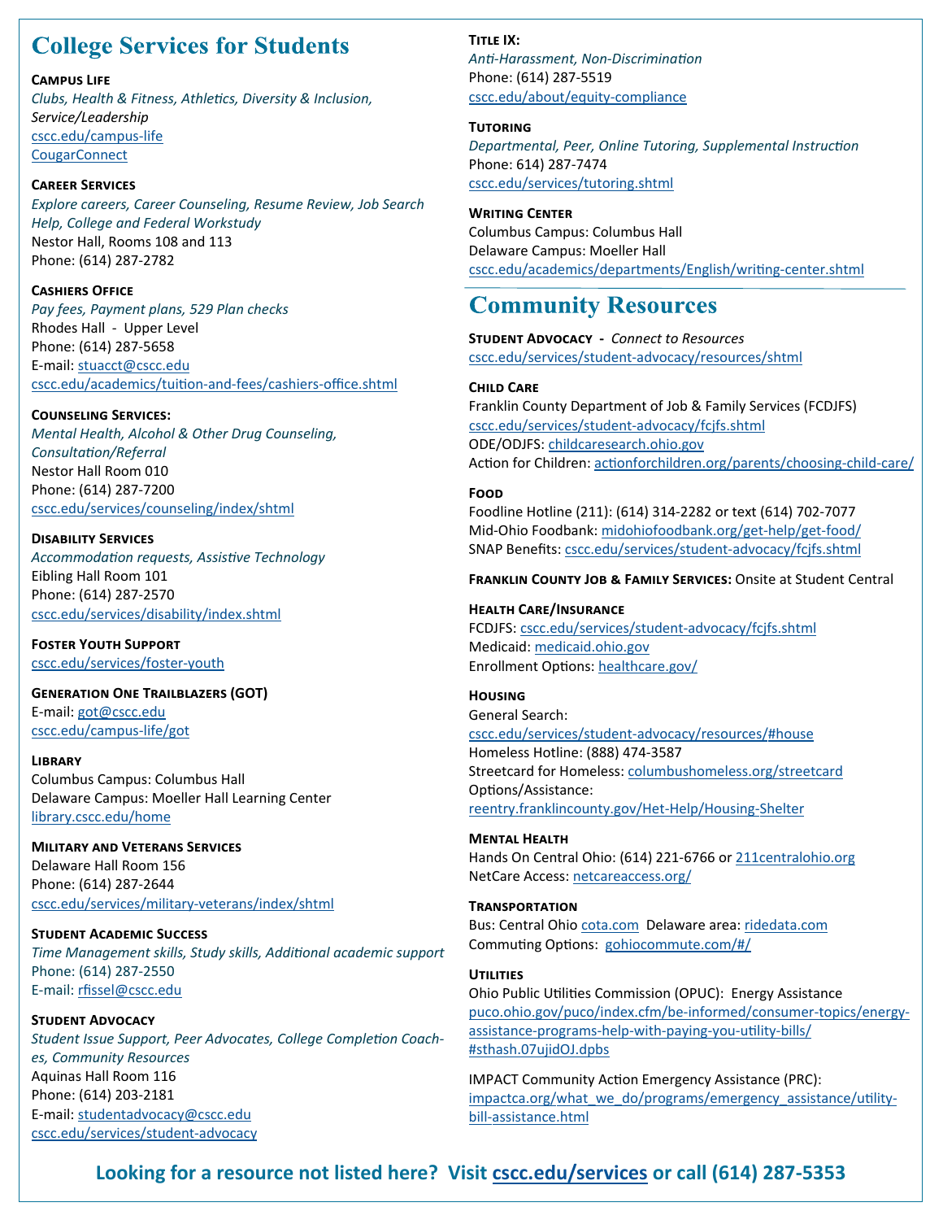# College Services for Students

**Campus Life**
*Clubs, Health & Fitness, Athletics, Diversity & Inclusion, Service/Leadership*
cscc.edu/campus-life
CougarConnect

**Career Services**
*Explore careers, Career Counseling, Resume Review, Job Search Help, College and Federal Workstudy*
Nestor Hall, Rooms 108 and 113
Phone: (614) 287-2782

**Cashiers Office**
*Pay fees, Payment plans, 529 Plan checks*
Rhodes Hall - Upper Level
Phone: (614) 287-5658
E-mail: stuacct@cscc.edu
cscc.edu/academics/tuition-and-fees/cashiers-office.shtml

**Counseling Services:**
*Mental Health, Alcohol & Other Drug Counseling, Consultation/Referral*
Nestor Hall Room 010
Phone: (614) 287-7200
cscc.edu/services/counseling/index/shtml

**Disability Services**
*Accommodation requests, Assistive Technology*
Eibling Hall Room 101
Phone: (614) 287-2570
cscc.edu/services/disability/index.shtml

**Foster Youth Support**
cscc.edu/services/foster-youth

**Generation One Trailblazers (GOT)**
E-mail: got@cscc.edu
cscc.edu/campus-life/got

**Library**
Columbus Campus: Columbus Hall
Delaware Campus: Moeller Hall Learning Center
library.cscc.edu/home

**Military and Veterans Services**
Delaware Hall Room 156
Phone: (614) 287-2644
cscc.edu/services/military-veterans/index/shtml

**Student Academic Success**
*Time Management skills, Study skills, Additional academic support*
Phone: (614) 287-2550
E-mail: rfissel@cscc.edu

**Student Advocacy**
*Student Issue Support, Peer Advocates, College Completion Coaches, Community Resources*
Aquinas Hall Room 116
Phone: (614) 203-2181
E-mail: studentadvocacy@cscc.edu
cscc.edu/services/student-advocacy

**Title IX:**
*Anti-Harassment, Non-Discrimination*
Phone: (614) 287-5519
cscc.edu/about/equity-compliance

**Tutoring**
*Departmental, Peer, Online Tutoring, Supplemental Instruction*
Phone: 614) 287-7474
cscc.edu/services/tutoring.shtml

**Writing Center**
Columbus Campus: Columbus Hall
Delaware Campus: Moeller Hall
cscc.edu/academics/departments/English/writing-center.shtml

# Community Resources

**Student Advocacy** - *Connect to Resources*
cscc.edu/services/student-advocacy/resources/shtml

**Child Care**
Franklin County Department of Job & Family Services (FCDJFS)
cscc.edu/services/student-advocacy/fcjfs.shtml
ODE/ODJFS: childcaresearch.ohio.gov
Action for Children: actionforchildren.org/parents/choosing-child-care/

**Food**
Foodline Hotline (211): (614) 314-2282 or text (614) 702-7077
Mid-Ohio Foodbank: midohiofoodbank.org/get-help/get-food/
SNAP Benefits: cscc.edu/services/student-advocacy/fcjfs.shtml

**Franklin County Job & Family Services:** Onsite at Student Central

**Health Care/Insurance**
FCDJFS: cscc.edu/services/student-advocacy/fcjfs.shtml
Medicaid: medicaid.ohio.gov
Enrollment Options: healthcare.gov/

**Housing**
General Search:
cscc.edu/services/student-advocacy/resources/#house
Homeless Hotline: (888) 474-3587
Streetcard for Homeless: columbushomeless.org/streetcard
Options/Assistance:
reentry.franklincounty.gov/Het-Help/Housing-Shelter

**Mental Health**
Hands On Central Ohio: (614) 221-6766 or 211centralohio.org
NetCare Access: netcareaccess.org/

**Transportation**
Bus: Central Ohio cota.com Delaware area: ridedata.com
Commuting Options: gohiocommute.com/#/

**Utilities**
Ohio Public Utilities Commission (OPUC): Energy Assistance
puco.ohio.gov/puco/index.cfm/be-informed/consumer-topics/energy-assistance-programs-help-with-paying-you-utility-bills/#sthash.07ujidOJ.dpbs

IMPACT Community Action Emergency Assistance (PRC):
impactca.org/what_we_do/programs/emergency_assistance/utility-bill-assistance.html

**Looking for a resource not listed here? Visit cscc.edu/services or call (614) 287-5353**